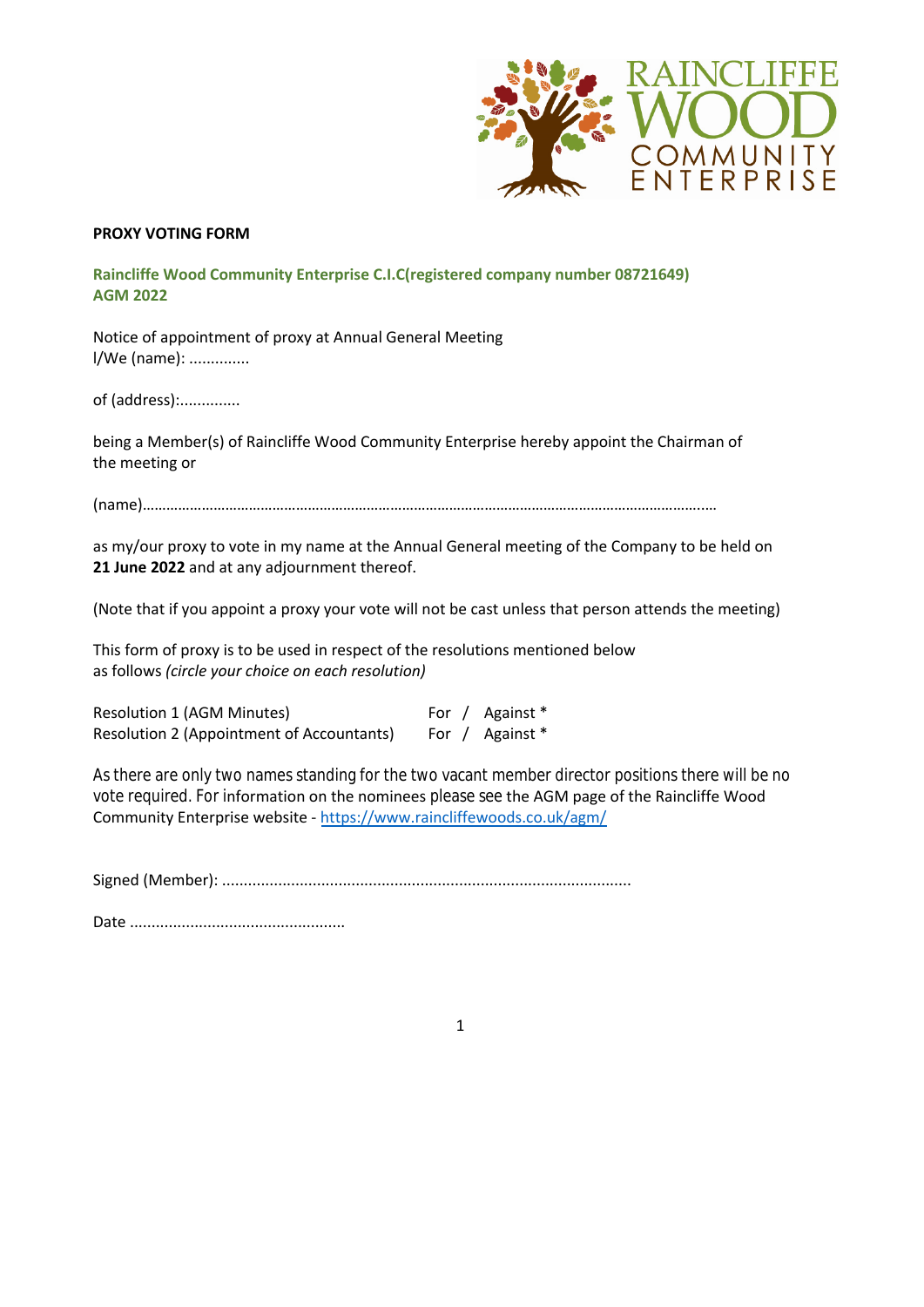**PROXY VOTING FORM**

**Raincliffe Wood Community Enterprise C.I.C(registered company number 08721649) AGM 2022**

Notice of appointment of proxy at Annual General Meeting
I/We (name): ..............

of (address):..............

being a Member(s) of Raincliffe Wood Community Enterprise hereby appoint the Chairman of the meeting or

(name)……………………………………………………………………………………………………………………………….

as my/our proxy to vote in my name at the Annual General meeting of the Company to be held on **21 June 2022** and at any adjournment thereof.

(Note that if you appoint a proxy your vote will not be cast unless that person attends the meeting)

This form of proxy is to be used in respect of the resolutions mentioned below
as follows *(circle your choice on each resolution)*

| | |
|---|---|
| Resolution 1 (AGM Minutes) | For / Against * |
| Resolution 2 (Appointment of Accountants) | For / Against * |

As there are only two names standing for the two vacant member director positions there will be no vote required. For information on the nominees please see the AGM page of the Raincliffe Wood Community Enterprise website - https://www.raincliffewoods.co.uk/agm/

Signed (Member): ..............................................................................................

Date ..................................................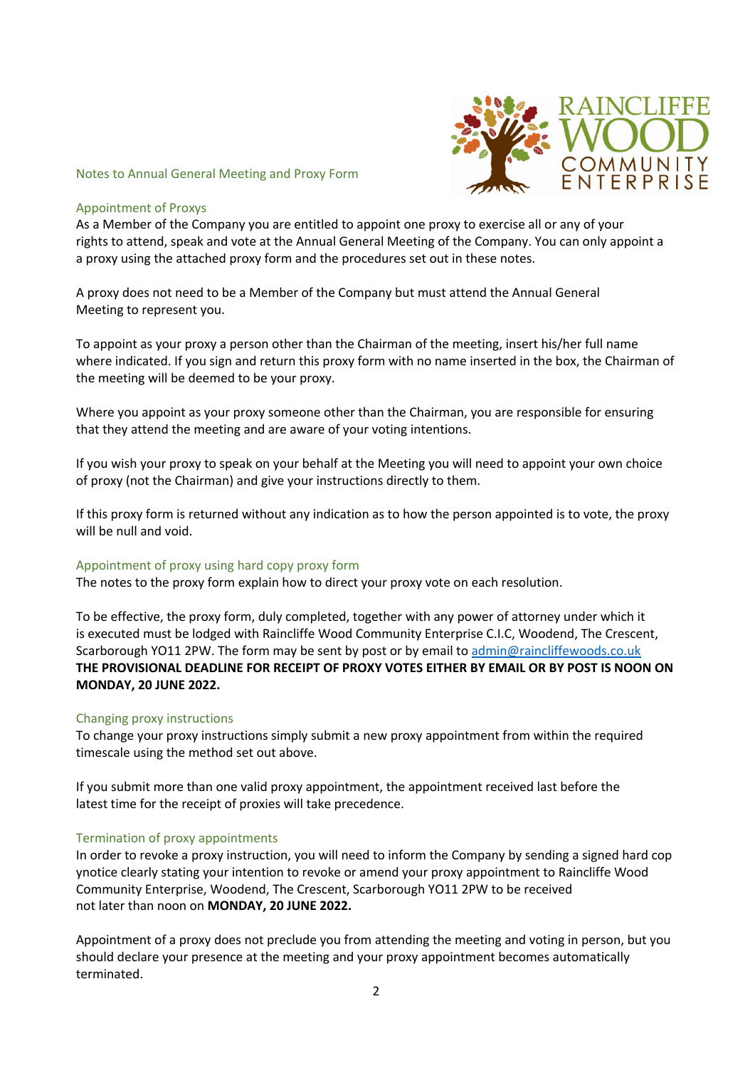## Notes to Annual General Meeting and Proxy Form

### Appointment of Proxys

As a Member of the Company you are entitled to appoint one proxy to exercise all or any of your rights to attend, speak and vote at the Annual General Meeting of the Company. You can only appoint a a proxy using the attached proxy form and the procedures set out in these notes.

A proxy does not need to be a Member of the Company but must attend the Annual General Meeting to represent you.

To appoint as your proxy a person other than the Chairman of the meeting, insert his/her full name where indicated. If you sign and return this proxy form with no name inserted in the box, the Chairman of the meeting will be deemed to be your proxy.

Where you appoint as your proxy someone other than the Chairman, you are responsible for ensuring that they attend the meeting and are aware of your voting intentions.

If you wish your proxy to speak on your behalf at the Meeting you will need to appoint your own choice of proxy (not the Chairman) and give your instructions directly to them.

If this proxy form is returned without any indication as to how the person appointed is to vote, the proxy will be null and void.

### Appointment of proxy using hard copy proxy form

The notes to the proxy form explain how to direct your proxy vote on each resolution.

To be effective, the proxy form, duly completed, together with any power of attorney under which it is executed must be lodged with Raincliffe Wood Community Enterprise C.I.C, Woodend, The Crescent, Scarborough YO11 2PW. The form may be sent by post or by email to admin@raincliffewoods.co.uk
**THE PROVISIONAL DEADLINE FOR RECEIPT OF PROXY VOTES EITHER BY EMAIL OR BY POST IS NOON ON MONDAY, 20 JUNE 2022.**

### Changing proxy instructions

To change your proxy instructions simply submit a new proxy appointment from within the required timescale using the method set out above.

If you submit more than one valid proxy appointment, the appointment received last before the latest time for the receipt of proxies will take precedence.

### Termination of proxy appointments

In order to revoke a proxy instruction, you will need to inform the Company by sending a signed hard cop ynotice clearly stating your intention to revoke or amend your proxy appointment to Raincliffe Wood Community Enterprise, Woodend, The Crescent, Scarborough YO11 2PW to be received not later than noon on **MONDAY, 20 JUNE 2022.**

Appointment of a proxy does not preclude you from attending the meeting and voting in person, but you should declare your presence at the meeting and your proxy appointment becomes automatically terminated.